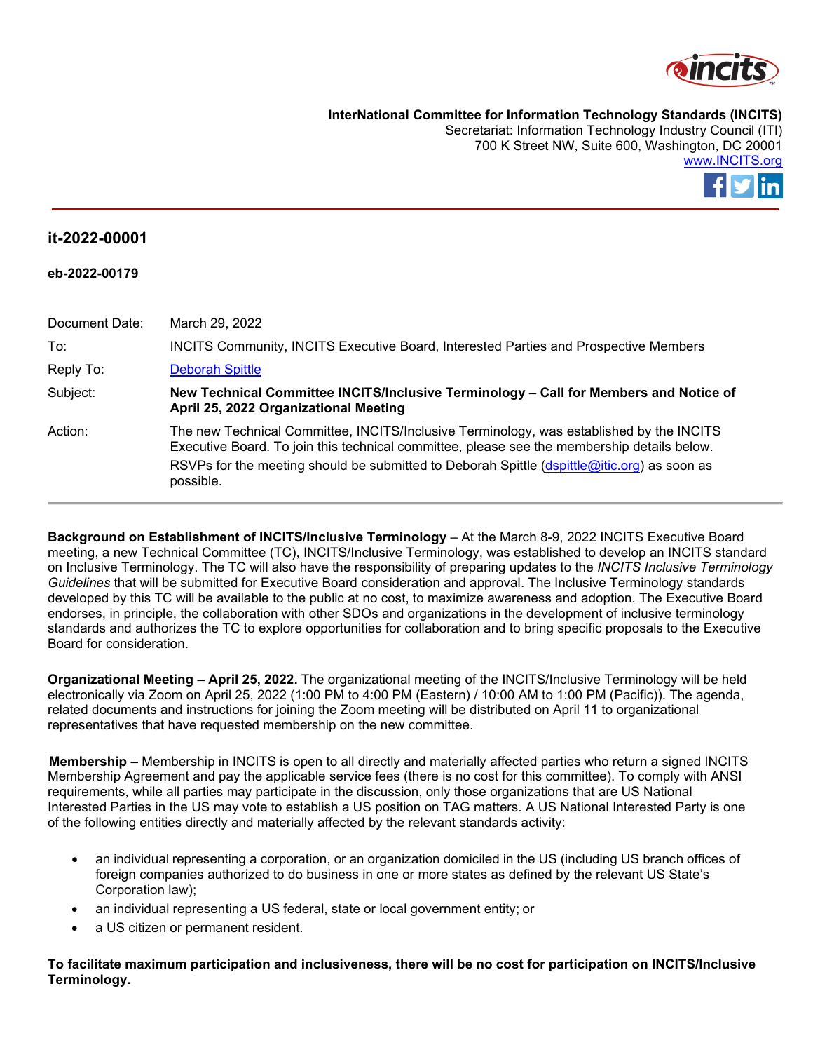**InterNational Committee for Information Technology Standards (INCITS)**
Secretariat: Information Technology Industry Council (ITI)
700 K Street NW, Suite 600, Washington, DC 20001
[www.INCITS.org](http://www.INCITS.org)

## it-2022-00001

**eb-2022-00179**

| | |
|---|---|
| Document Date: | March 29, 2022 |
| To: | INCITS Community, INCITS Executive Board, Interested Parties and Prospective Members |
| Reply To: | Deborah Spittle |
| Subject: | **New Technical Committee INCITS/Inclusive Terminology – Call for Members and Notice of April 25, 2022 Organizational Meeting** |
| Action: | The new Technical Committee, INCITS/Inclusive Terminology, was established by the INCITS Executive Board. To join this technical committee, please see the membership details below. RSVPs for the meeting should be submitted to Deborah Spittle (dspittle@itic.org) as soon as possible. |

**Background on Establishment of INCITS/Inclusive Terminology** – At the March 8-9, 2022 INCITS Executive Board meeting, a new Technical Committee (TC), INCITS/Inclusive Terminology, was established to develop an INCITS standard on Inclusive Terminology. The TC will also have the responsibility of preparing updates to the *INCITS Inclusive Terminology Guidelines* that will be submitted for Executive Board consideration and approval. The Inclusive Terminology standards developed by this TC will be available to the public at no cost, to maximize awareness and adoption. The Executive Board endorses, in principle, the collaboration with other SDOs and organizations in the development of inclusive terminology standards and authorizes the TC to explore opportunities for collaboration and to bring specific proposals to the Executive Board for consideration.

**Organizational Meeting – April 25, 2022.** The organizational meeting of the INCITS/Inclusive Terminology will be held electronically via Zoom on April 25, 2022 (1:00 PM to 4:00 PM (Eastern) / 10:00 AM to 1:00 PM (Pacific)). The agenda, related documents and instructions for joining the Zoom meeting will be distributed on April 11 to organizational representatives that have requested membership on the new committee.

**Membership –** Membership in INCITS is open to all directly and materially affected parties who return a signed INCITS Membership Agreement and pay the applicable service fees (there is no cost for this committee). To comply with ANSI requirements, while all parties may participate in the discussion, only those organizations that are US National Interested Parties in the US may vote to establish a US position on TAG matters. A US National Interested Party is one of the following entities directly and materially affected by the relevant standards activity:

- an individual representing a corporation, or an organization domiciled in the US (including US branch offices of foreign companies authorized to do business in one or more states as defined by the relevant US State's Corporation law);
- an individual representing a US federal, state or local government entity; or
- a US citizen or permanent resident.

**To facilitate maximum participation and inclusiveness, there will be no cost for participation on INCITS/Inclusive Terminology.**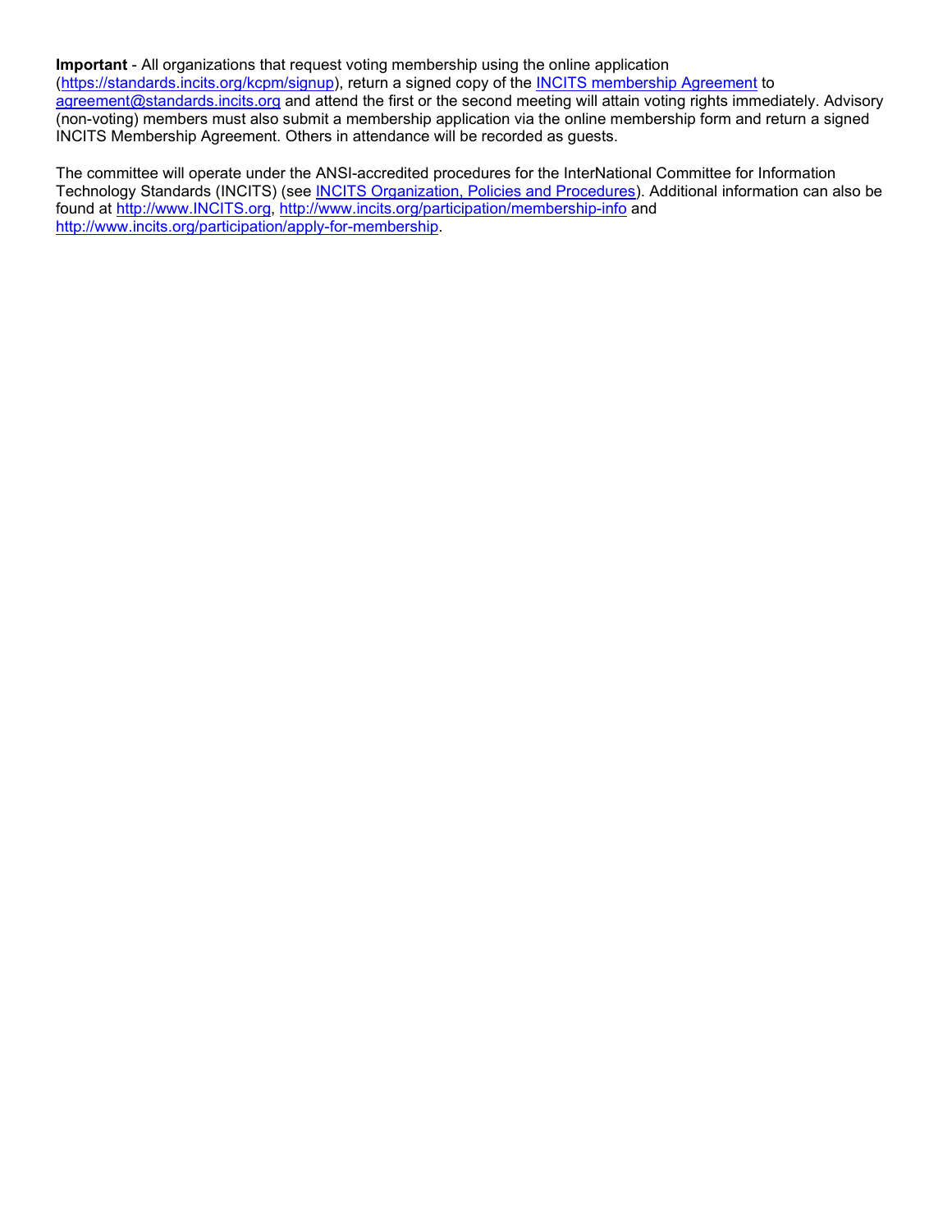**Important** - All organizations that request voting membership using the online application (https://standards.incits.org/kcpm/signup), return a signed copy of the INCITS membership Agreement to agreement@standards.incits.org and attend the first or the second meeting will attain voting rights immediately. Advisory (non-voting) members must also submit a membership application via the online membership form and return a signed INCITS Membership Agreement. Others in attendance will be recorded as guests.

The committee will operate under the ANSI-accredited procedures for the InterNational Committee for Information Technology Standards (INCITS) (see INCITS Organization, Policies and Procedures). Additional information can also be found at http://www.INCITS.org, http://www.incits.org/participation/membership-info and http://www.incits.org/participation/apply-for-membership.